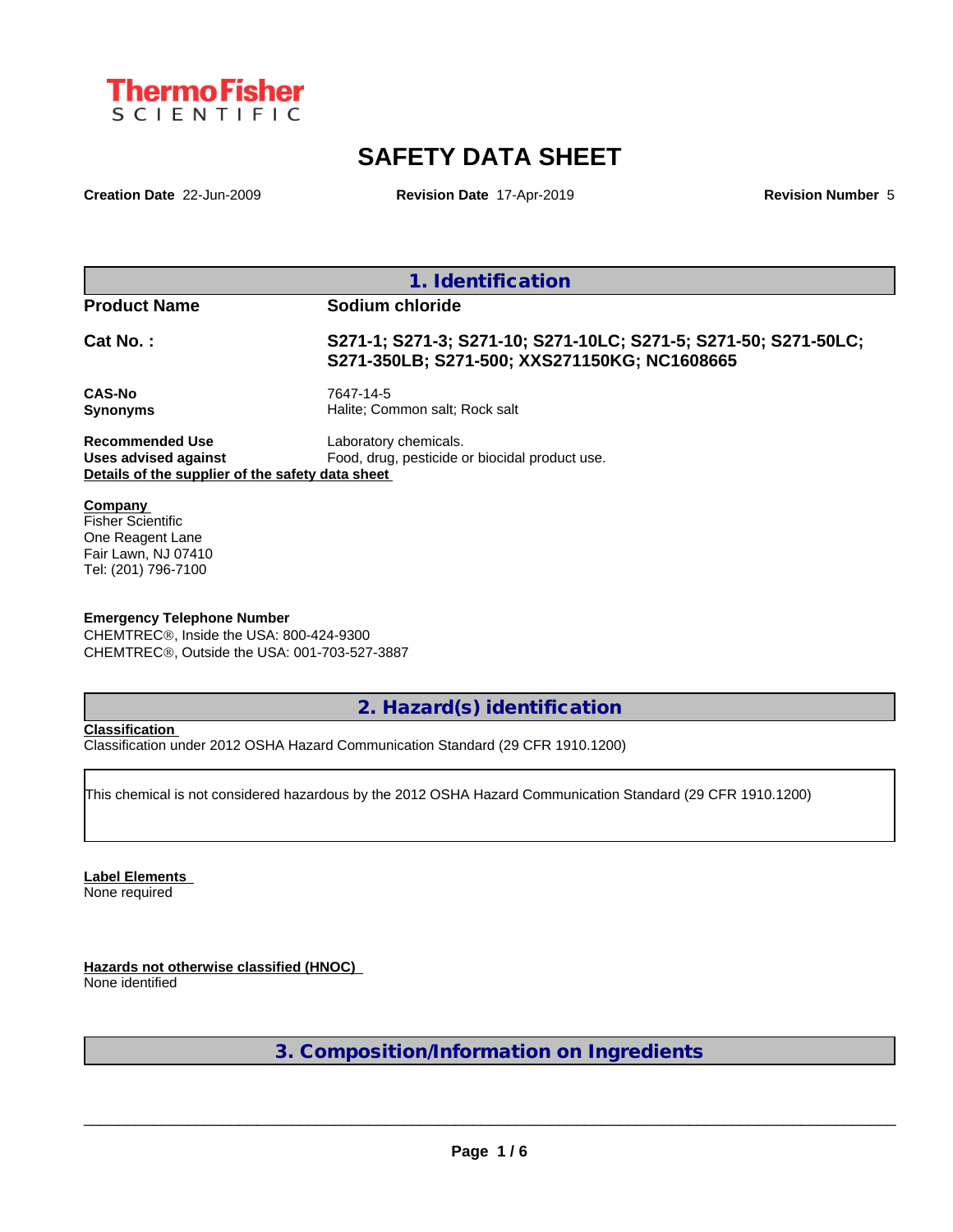Thermo Fisher SCIENTIFIC

# SAFETY DATA SHEET

**Creation Date** 22-Jun-2009 **Revision Date** 17-Apr-2019 **Revision Number** 5

## 1. Identification

**Product Name** **Sodium chloride**

**Cat No. :** **S271-1; S271-3; S271-10; S271-10LC; S271-5; S271-50; S271-50LC; S271-350LB; S271-500; XXS271150KG; NC1608665**

**CAS-No** 7647-14-5
**Synonyms** Halite; Common salt; Rock salt

**Recommended Use** Laboratory chemicals.
**Uses advised against** Food, drug, pesticide or biocidal product use.

**Details of the supplier of the safety data sheet**

**Company**
Fisher Scientific
One Reagent Lane
Fair Lawn, NJ 07410
Tel: (201) 796-7100

**Emergency Telephone Number**
CHEMTREC®, Inside the USA: 800-424-9300
CHEMTREC®, Outside the USA: 001-703-527-3887

## 2. Hazard(s) identification

**Classification**
Classification under 2012 OSHA Hazard Communication Standard (29 CFR 1910.1200)

This chemical is not considered hazardous by the 2012 OSHA Hazard Communication Standard (29 CFR 1910.1200)

**Label Elements**
None required

**Hazards not otherwise classified (HNOC)**
None identified

## 3. Composition/Information on Ingredients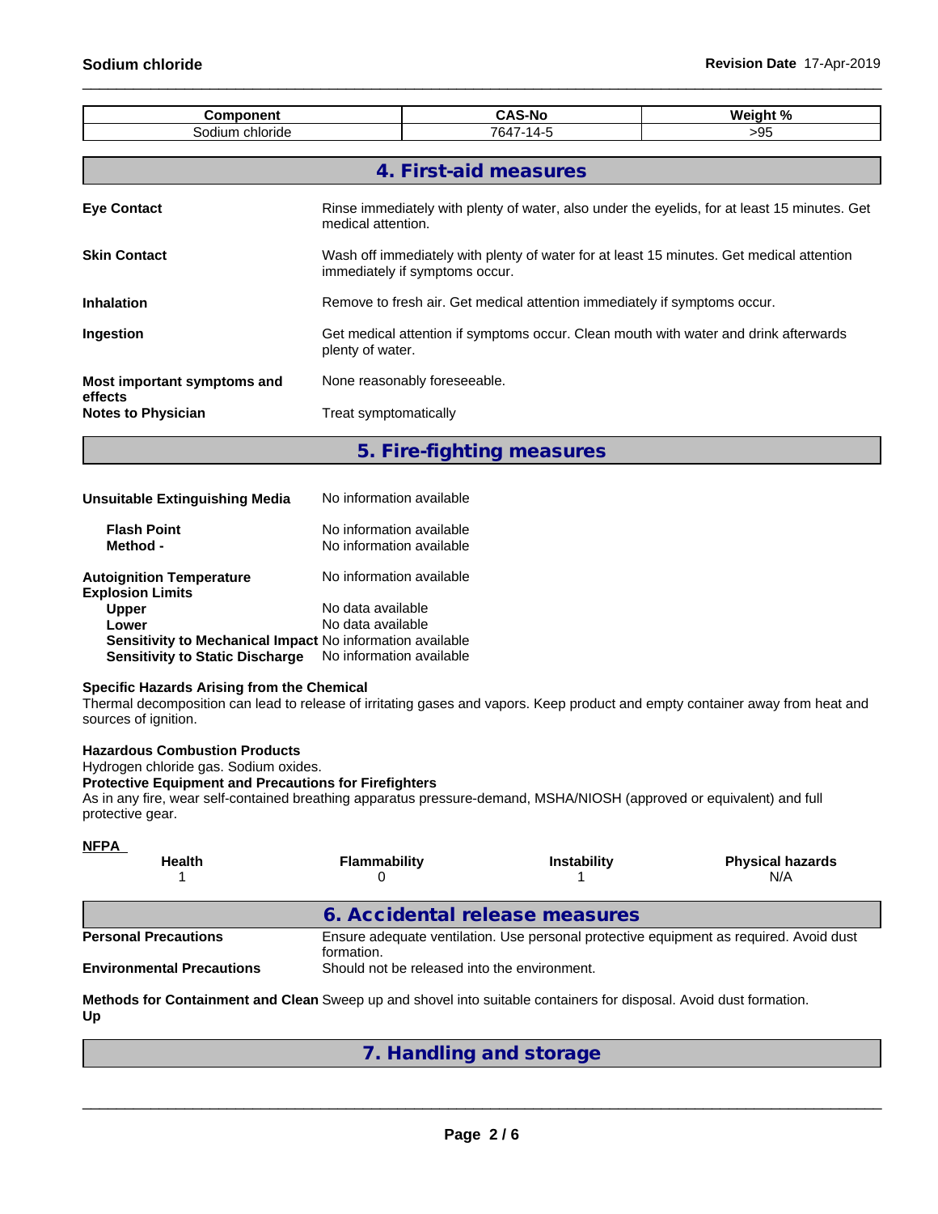| Component | CAS-No | Weight % |
|---|---|---|
| Sodium chloride | 7647-14-5 | >95 |

## 4. First-aid measures

**Eye Contact**
Rinse immediately with plenty of water, also under the eyelids, for at least 15 minutes. Get medical attention.

**Skin Contact**
Wash off immediately with plenty of water for at least 15 minutes. Get medical attention immediately if symptoms occur.

**Inhalation**
Remove to fresh air. Get medical attention immediately if symptoms occur.

**Ingestion**
Get medical attention if symptoms occur. Clean mouth with water and drink afterwards plenty of water.

**Most important symptoms and effects**
None reasonably foreseeable.

**Notes to Physician**
Treat symptomatically

## 5. Fire-fighting measures

**Unsuitable Extinguishing Media** No information available

**Flash Point** No information available
**Method -** No information available

**Autoignition Temperature** No information available
**Explosion Limits**
**Upper** No data available
**Lower** No data available
**Sensitivity to Mechanical Impact** No information available
**Sensitivity to Static Discharge** No information available

**Specific Hazards Arising from the Chemical**
Thermal decomposition can lead to release of irritating gases and vapors. Keep product and empty container away from heat and sources of ignition.

**Hazardous Combustion Products**
Hydrogen chloride gas. Sodium oxides.
**Protective Equipment and Precautions for Firefighters**
As in any fire, wear self-contained breathing apparatus pressure-demand, MSHA/NIOSH (approved or equivalent) and full protective gear.

**NFPA**

| Health | Flammability | Instability | Physical hazards |
|---|---|---|---|
| 1 | 0 | 1 | N/A |

## 6. Accidental release measures

**Personal Precautions**
Ensure adequate ventilation. Use personal protective equipment as required. Avoid dust formation.

**Environmental Precautions**
Should not be released into the environment.

**Methods for Containment and Clean Up**
Sweep up and shovel into suitable containers for disposal. Avoid dust formation.

## 7. Handling and storage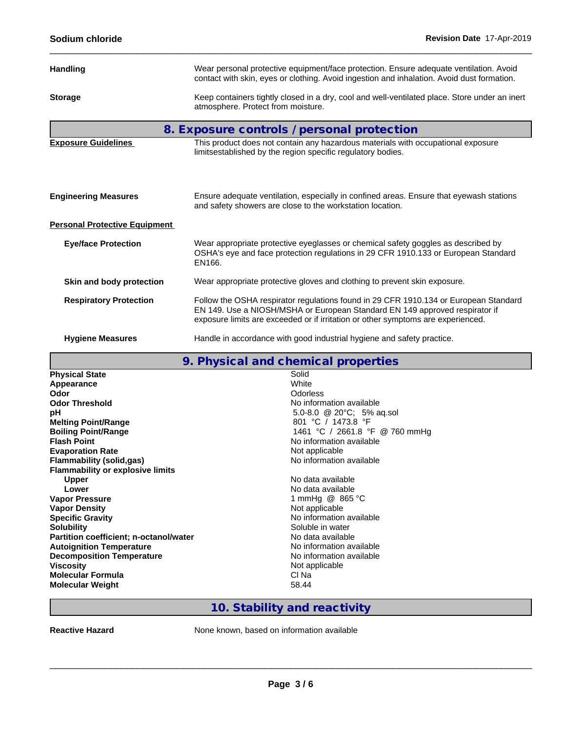| | |
|---|---|
| **Handling** | Wear personal protective equipment/face protection. Ensure adequate ventilation. Avoid contact with skin, eyes or clothing. Avoid ingestion and inhalation. Avoid dust formation. |
| **Storage** | Keep containers tightly closed in a dry, cool and well-ventilated place. Store under an inert atmosphere. Protect from moisture. |

## 8. Exposure controls / personal protection

| | |
|---|---|
| **Exposure Guidelines** | This product does not contain any hazardous materials with occupational exposure limitsestablished by the region specific regulatory bodies. |
| **Engineering Measures** | Ensure adequate ventilation, especially in confined areas. Ensure that eyewash stations and safety showers are close to the workstation location. |

**Personal Protective Equipment**

| | |
|---|---|
| **Eye/face Protection** | Wear appropriate protective eyeglasses or chemical safety goggles as described by OSHA's eye and face protection regulations in 29 CFR 1910.133 or European Standard EN166. |
| **Skin and body protection** | Wear appropriate protective gloves and clothing to prevent skin exposure. |
| **Respiratory Protection** | Follow the OSHA respirator regulations found in 29 CFR 1910.134 or European Standard EN 149. Use a NIOSH/MSHA or European Standard EN 149 approved respirator if exposure limits are exceeded or if irritation or other symptoms are experienced. |
| **Hygiene Measures** | Handle in accordance with good industrial hygiene and safety practice. |

## 9. Physical and chemical properties

| | |
|---|---|
| **Physical State** | Solid |
| **Appearance** | White |
| **Odor** | Odorless |
| **Odor Threshold** | No information available |
| **pH** | 5.0-8.0 @ 20°C; 5% aq.sol |
| **Melting Point/Range** | 801 °C / 1473.8 °F |
| **Boiling Point/Range** | 1461 °C / 2661.8 °F @ 760 mmHg |
| **Flash Point** | No information available |
| **Evaporation Rate** | Not applicable |
| **Flammability (solid,gas)** | No information available |
| **Flammability or explosive limits** | |
| **Upper** | No data available |
| **Lower** | No data available |
| **Vapor Pressure** | 1 mmHg @ 865 °C |
| **Vapor Density** | Not applicable |
| **Specific Gravity** | No information available |
| **Solubility** | Soluble in water |
| **Partition coefficient; n-octanol/water** | No data available |
| **Autoignition Temperature** | No information available |
| **Decomposition Temperature** | No information available |
| **Viscosity** | Not applicable |
| **Molecular Formula** | Cl Na |
| **Molecular Weight** | 58.44 |

## 10. Stability and reactivity

| | |
|---|---|
| **Reactive Hazard** | None known, based on information available |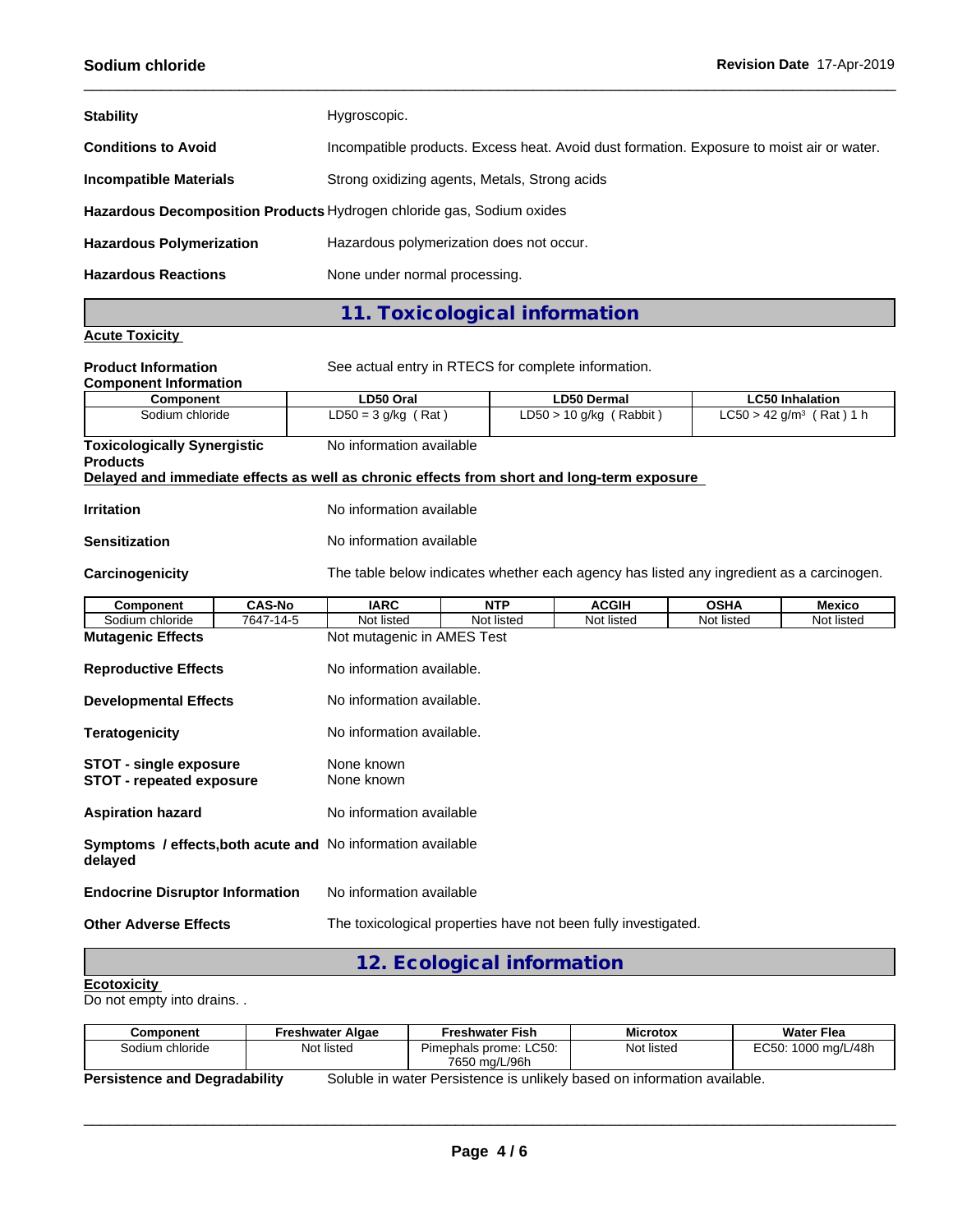**Stability** Hygroscopic.

**Conditions to Avoid** Incompatible products. Excess heat. Avoid dust formation. Exposure to moist air or water.

**Incompatible Materials** Strong oxidizing agents, Metals, Strong acids

**Hazardous Decomposition Products** Hydrogen chloride gas, Sodium oxides

**Hazardous Polymerization** Hazardous polymerization does not occur.

**Hazardous Reactions** None under normal processing.

## 11. Toxicological information

**Acute Toxicity**

**Product Information** See actual entry in RTECS for complete information.

**Component Information**

| Component | LD50 Oral | LD50 Dermal | LC50 Inhalation |
|---|---|---|---|
| Sodium chloride | LD50 = 3 g/kg ( Rat ) | LD50 > 10 g/kg ( Rabbit ) | LC50 > 42 g/m³ ( Rat ) 1 h |

**Toxicologically Synergistic Products** No information available

**Delayed and immediate effects as well as chronic effects from short and long-term exposure**

**Irritation** No information available

**Sensitization** No information available

**Carcinogenicity** The table below indicates whether each agency has listed any ingredient as a carcinogen.

| Component | CAS-No | IARC | NTP | ACGIH | OSHA | Mexico |
|---|---|---|---|---|---|---|
| Sodium chloride | 7647-14-5 | Not listed | Not listed | Not listed | Not listed | Not listed |

**Mutagenic Effects** Not mutagenic in AMES Test

**Reproductive Effects** No information available.

**Developmental Effects** No information available.

**Teratogenicity** No information available.

**STOT - single exposure** None known
**STOT - repeated exposure** None known

**Aspiration hazard** No information available

**Symptoms / effects,both acute and delayed** No information available

**Endocrine Disruptor Information** No information available

**Other Adverse Effects** The toxicological properties have not been fully investigated.

## 12. Ecological information

**Ecotoxicity**
Do not empty into drains. .

| Component | Freshwater Algae | Freshwater Fish | Microtox | Water Flea |
|---|---|---|---|---|
| Sodium chloride | Not listed | Pimephals prome: LC50: 7650 mg/L/96h | Not listed | EC50: 1000 mg/L/48h |

**Persistence and Degradability** Soluble in water Persistence is unlikely based on information available.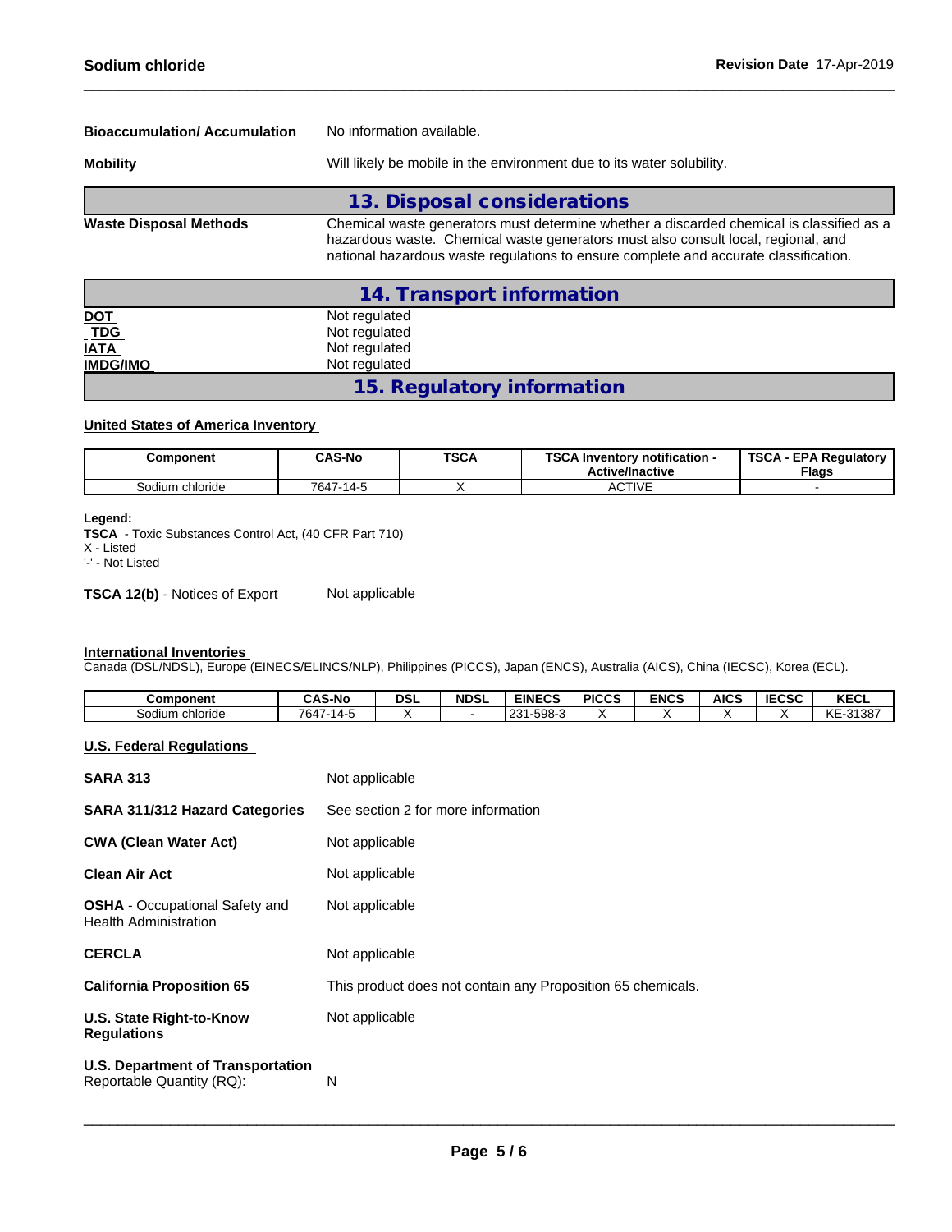**Bioaccumulation/ Accumulation** No information available.

**Mobility** Will likely be mobile in the environment due to its water solubility.

## 13. Disposal considerations

**Waste Disposal Methods** Chemical waste generators must determine whether a discarded chemical is classified as a hazardous waste. Chemical waste generators must also consult local, regional, and national hazardous waste regulations to ensure complete and accurate classification.

## 14. Transport information

| | |
|---|---|
| **DOT** | Not regulated |
| **TDG** | Not regulated |
| **IATA** | Not regulated |
| **IMDG/IMO** | Not regulated |

## 15. Regulatory information

**United States of America Inventory**

| Component | CAS-No | TSCA | TSCA Inventory notification - Active/Inactive | TSCA - EPA Regulatory Flags |
|---|---|---|---|---|
| Sodium chloride | 7647-14-5 | X | ACTIVE | - |

**Legend:**
**TSCA** - Toxic Substances Control Act, (40 CFR Part 710)
X - Listed
'-' - Not Listed

**TSCA 12(b)** - Notices of Export Not applicable

**International Inventories**
Canada (DSL/NDSL), Europe (EINECS/ELINCS/NLP), Philippines (PICCS), Japan (ENCS), Australia (AICS), China (IECSC), Korea (ECL).

| Component | CAS-No | DSL | NDSL | EINECS | PICCS | ENCS | AICS | IECSC | KECL |
|---|---|---|---|---|---|---|---|---|---|
| Sodium chloride | 7647-14-5 | X | - | 231-598-3 | X | X | X | X | KE-31387 |

**U.S. Federal Regulations**

**SARA 313** Not applicable

**SARA 311/312 Hazard Categories** See section 2 for more information

**CWA (Clean Water Act)** Not applicable

**Clean Air Act** Not applicable

**OSHA** - Occupational Safety and Health Administration Not applicable

**CERCLA** Not applicable

**California Proposition 65** This product does not contain any Proposition 65 chemicals.

**U.S. State Right-to-Know Regulations** Not applicable

**U.S. Department of Transportation**
Reportable Quantity (RQ): N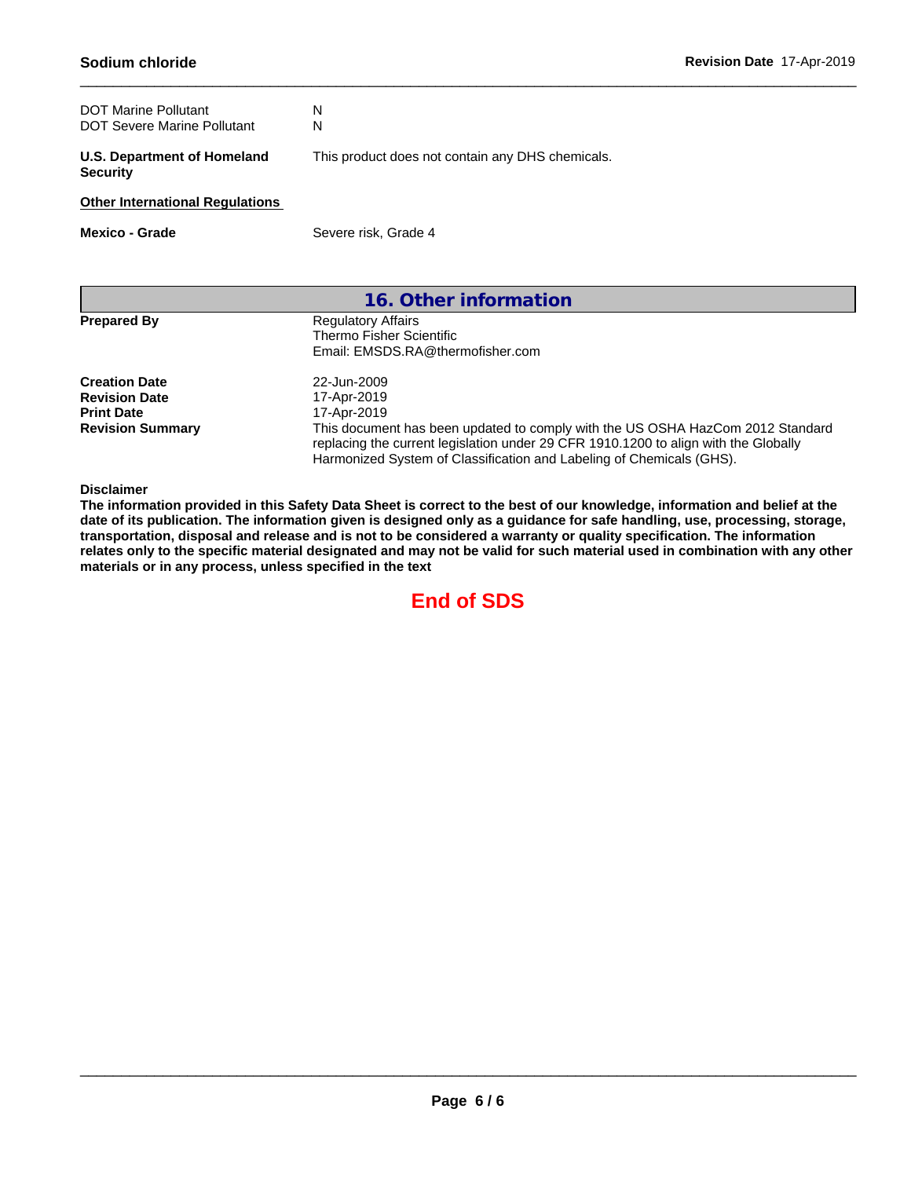| | |
|---|---|
| DOT Marine Pollutant | N |
| DOT Severe Marine Pollutant | N |

**U.S. Department of Homeland Security** — This product does not contain any DHS chemicals.

**Other International Regulations**

**Mexico - Grade** — Severe risk, Grade 4

## 16. Other information

| | |
|---|---|
| **Prepared By** | Regulatory Affairs<br>Thermo Fisher Scientific<br>Email: EMSDS.RA@thermofisher.com |
| **Creation Date** | 22-Jun-2009 |
| **Revision Date** | 17-Apr-2019 |
| **Print Date** | 17-Apr-2019 |
| **Revision Summary** | This document has been updated to comply with the US OSHA HazCom 2012 Standard replacing the current legislation under 29 CFR 1910.1200 to align with the Globally Harmonized System of Classification and Labeling of Chemicals (GHS). |

**Disclaimer**

**The information provided in this Safety Data Sheet is correct to the best of our knowledge, information and belief at the date of its publication. The information given is designed only as a guidance for safe handling, use, processing, storage, transportation, disposal and release and is not to be considered a warranty or quality specification. The information relates only to the specific material designated and may not be valid for such material used in combination with any other materials or in any process, unless specified in the text**

**End of SDS**